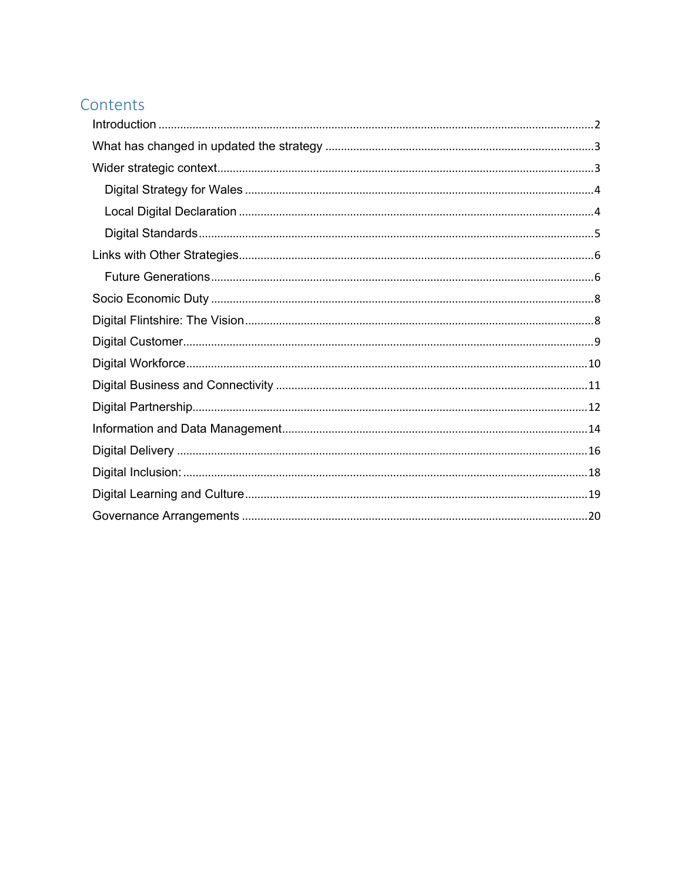## Contents

- Introduction ........ 2
- What has changed in updated the strategy ........ 3
- Wider strategic context ........ 3
  - Digital Strategy for Wales ........ 4
  - Local Digital Declaration ........ 4
  - Digital Standards ........ 5
- Links with Other Strategies ........ 6
  - Future Generations ........ 6
- Socio Economic Duty ........ 8
- Digital Flintshire: The Vision ........ 8
- Digital Customer ........ 9
- Digital Workforce ........ 10
- Digital Business and Connectivity ........ 11
- Digital Partnership ........ 12
- Information and Data Management ........ 14
- Digital Delivery ........ 16
- Digital Inclusion: ........ 18
- Digital Learning and Culture ........ 19
- Governance Arrangements ........ 20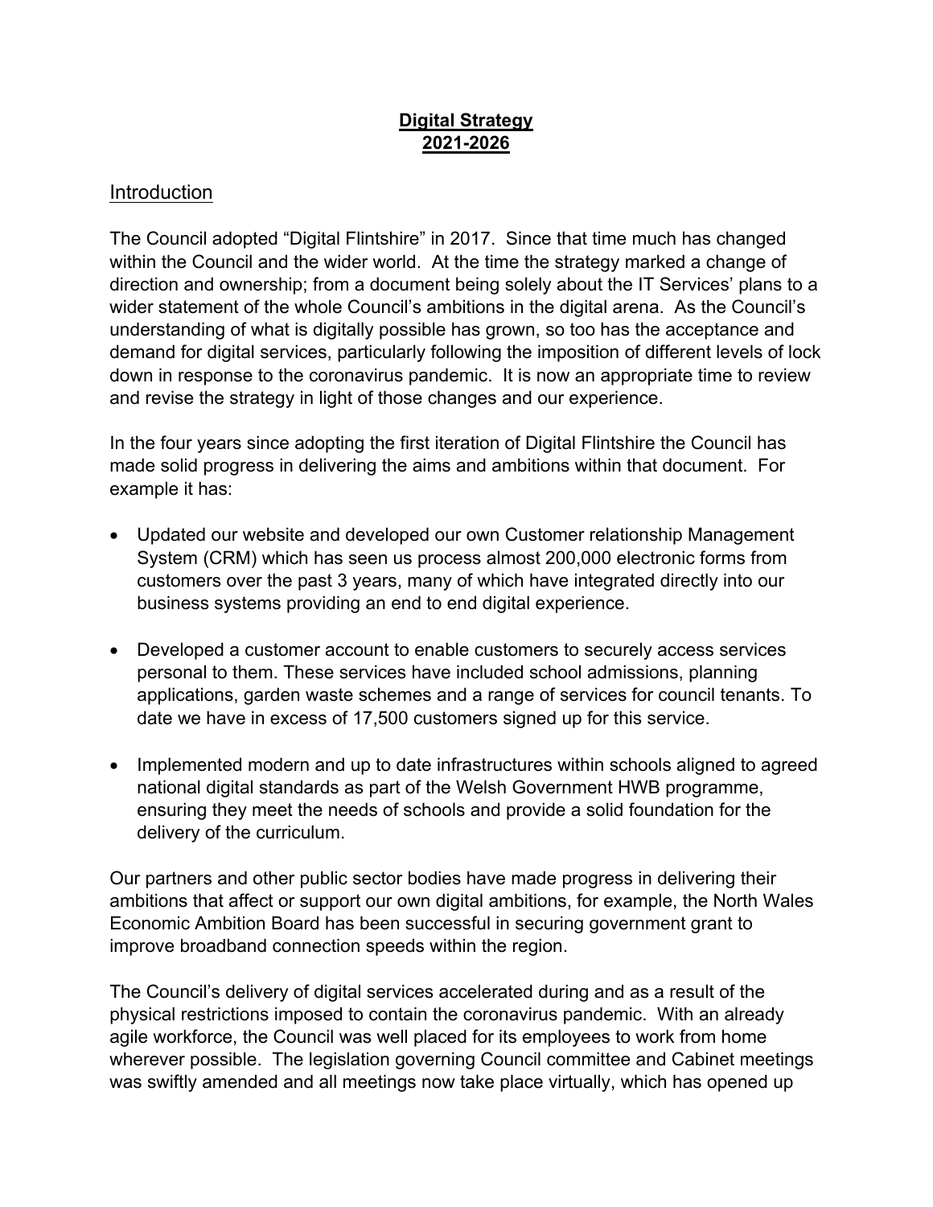# **Digital Strategy 2021-2026**

## Introduction

The Council adopted "Digital Flintshire" in 2017. Since that time much has changed within the Council and the wider world. At the time the strategy marked a change of direction and ownership; from a document being solely about the IT Services' plans to a wider statement of the whole Council's ambitions in the digital arena. As the Council's understanding of what is digitally possible has grown, so too has the acceptance and demand for digital services, particularly following the imposition of different levels of lock down in response to the coronavirus pandemic. It is now an appropriate time to review and revise the strategy in light of those changes and our experience.

In the four years since adopting the first iteration of Digital Flintshire the Council has made solid progress in delivering the aims and ambitions within that document. For example it has:

- Updated our website and developed our own Customer relationship Management System (CRM) which has seen us process almost 200,000 electronic forms from customers over the past 3 years, many of which have integrated directly into our business systems providing an end to end digital experience.
- Developed a customer account to enable customers to securely access services personal to them. These services have included school admissions, planning applications, garden waste schemes and a range of services for council tenants. To date we have in excess of 17,500 customers signed up for this service.
- Implemented modern and up to date infrastructures within schools aligned to agreed national digital standards as part of the Welsh Government HWB programme, ensuring they meet the needs of schools and provide a solid foundation for the delivery of the curriculum.

Our partners and other public sector bodies have made progress in delivering their ambitions that affect or support our own digital ambitions, for example, the North Wales Economic Ambition Board has been successful in securing government grant to improve broadband connection speeds within the region.

The Council's delivery of digital services accelerated during and as a result of the physical restrictions imposed to contain the coronavirus pandemic. With an already agile workforce, the Council was well placed for its employees to work from home wherever possible. The legislation governing Council committee and Cabinet meetings was swiftly amended and all meetings now take place virtually, which has opened up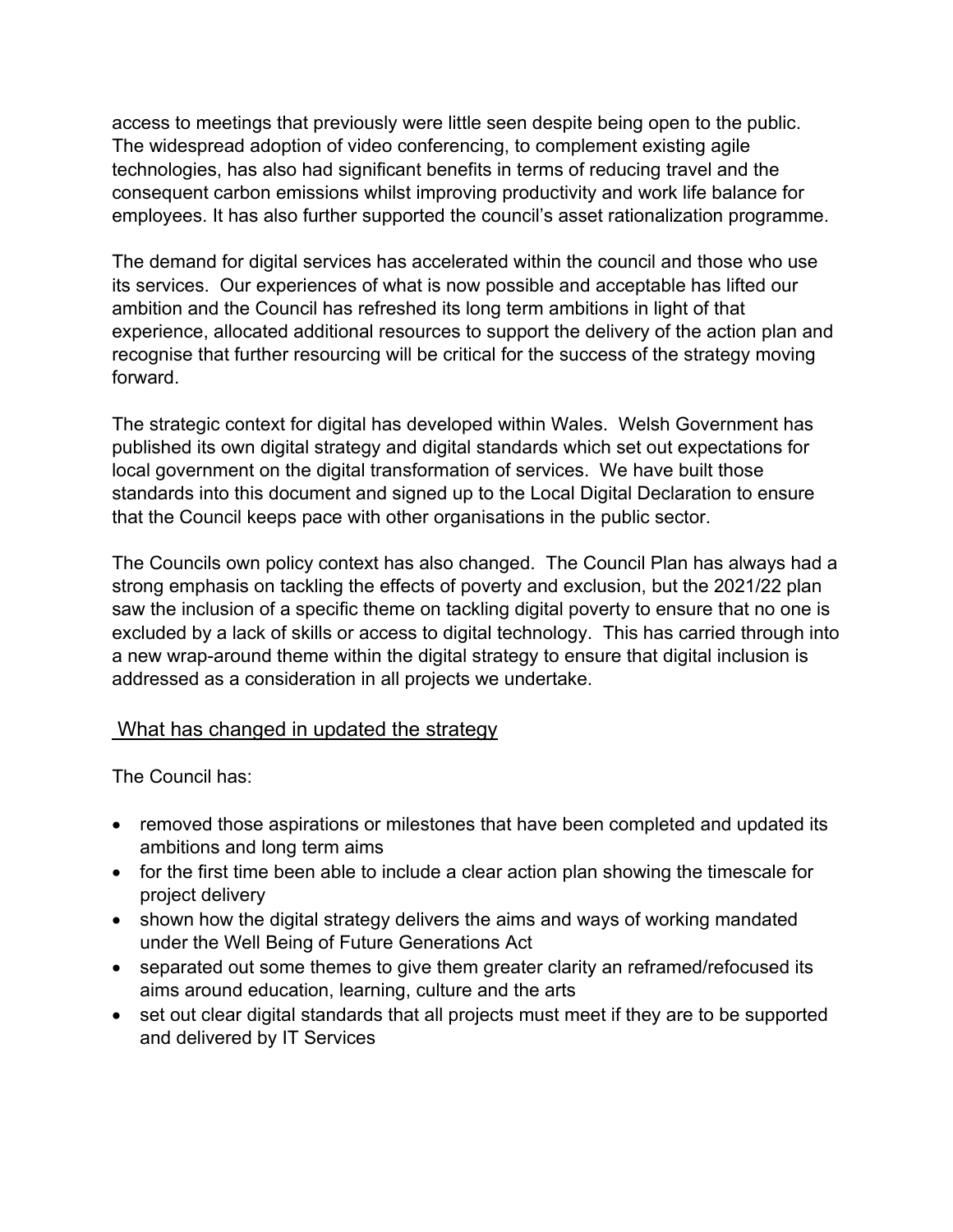access to meetings that previously were little seen despite being open to the public. The widespread adoption of video conferencing, to complement existing agile technologies, has also had significant benefits in terms of reducing travel and the consequent carbon emissions whilst improving productivity and work life balance for employees. It has also further supported the council's asset rationalization programme.

The demand for digital services has accelerated within the council and those who use its services. Our experiences of what is now possible and acceptable has lifted our ambition and the Council has refreshed its long term ambitions in light of that experience, allocated additional resources to support the delivery of the action plan and recognise that further resourcing will be critical for the success of the strategy moving forward.

The strategic context for digital has developed within Wales. Welsh Government has published its own digital strategy and digital standards which set out expectations for local government on the digital transformation of services. We have built those standards into this document and signed up to the Local Digital Declaration to ensure that the Council keeps pace with other organisations in the public sector.

The Councils own policy context has also changed. The Council Plan has always had a strong emphasis on tackling the effects of poverty and exclusion, but the 2021/22 plan saw the inclusion of a specific theme on tackling digital poverty to ensure that no one is excluded by a lack of skills or access to digital technology. This has carried through into a new wrap-around theme within the digital strategy to ensure that digital inclusion is addressed as a consideration in all projects we undertake.

## What has changed in updated the strategy

The Council has:

- removed those aspirations or milestones that have been completed and updated its ambitions and long term aims
- for the first time been able to include a clear action plan showing the timescale for project delivery
- shown how the digital strategy delivers the aims and ways of working mandated under the Well Being of Future Generations Act
- separated out some themes to give them greater clarity an reframed/refocused its aims around education, learning, culture and the arts
- set out clear digital standards that all projects must meet if they are to be supported and delivered by IT Services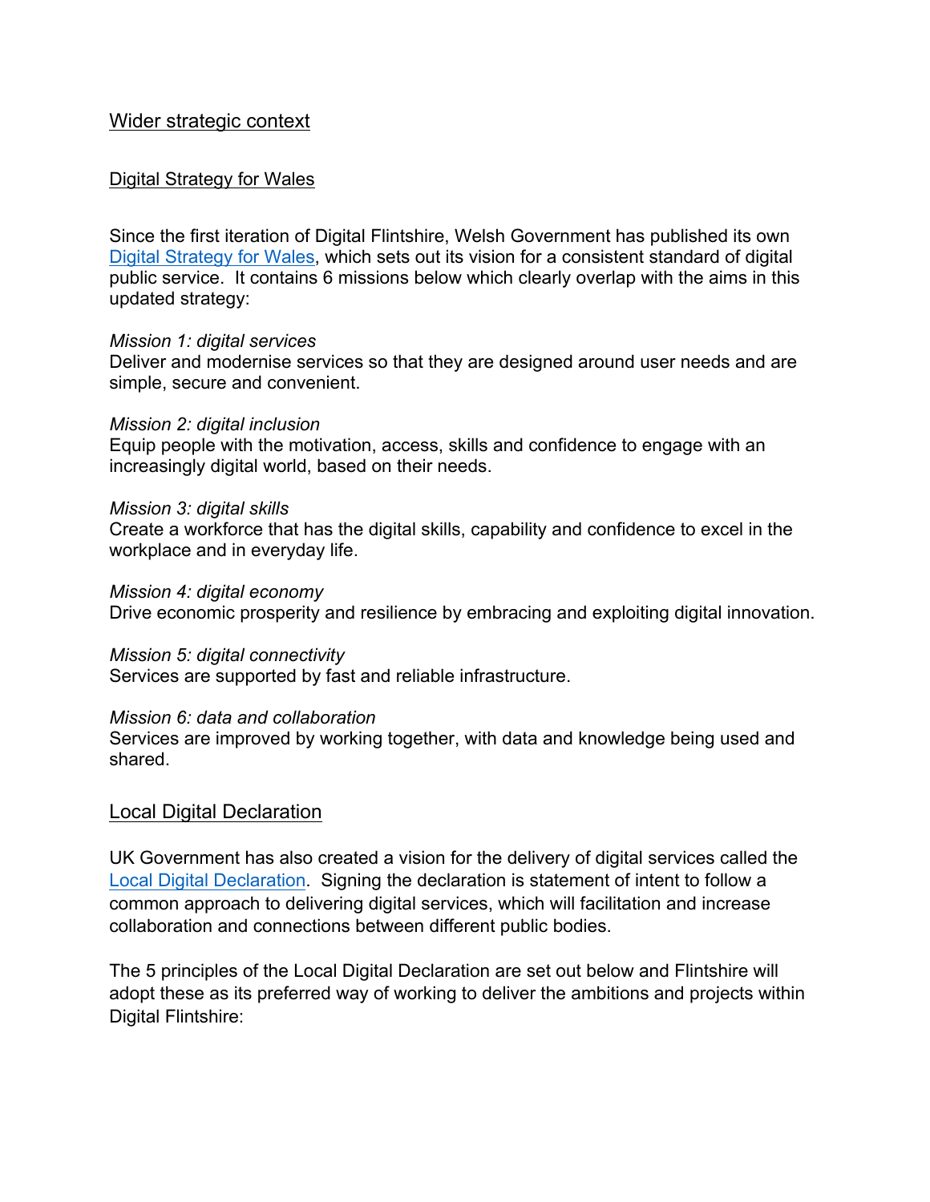## Wider strategic context

### Digital Strategy for Wales

Since the first iteration of Digital Flintshire, Welsh Government has published its own [Digital Strategy for Wales](), which sets out its vision for a consistent standard of digital public service. It contains 6 missions below which clearly overlap with the aims in this updated strategy:

*Mission 1: digital services*
Deliver and modernise services so that they are designed around user needs and are simple, secure and convenient.

*Mission 2: digital inclusion*
Equip people with the motivation, access, skills and confidence to engage with an increasingly digital world, based on their needs.

*Mission 3: digital skills*
Create a workforce that has the digital skills, capability and confidence to excel in the workplace and in everyday life.

*Mission 4: digital economy*
Drive economic prosperity and resilience by embracing and exploiting digital innovation.

*Mission 5: digital connectivity*
Services are supported by fast and reliable infrastructure.

*Mission 6: data and collaboration*
Services are improved by working together, with data and knowledge being used and shared.

### Local Digital Declaration

UK Government has also created a vision for the delivery of digital services called the [Local Digital Declaration](). Signing the declaration is statement of intent to follow a common approach to delivering digital services, which will facilitation and increase collaboration and connections between different public bodies.

The 5 principles of the Local Digital Declaration are set out below and Flintshire will adopt these as its preferred way of working to deliver the ambitions and projects within Digital Flintshire: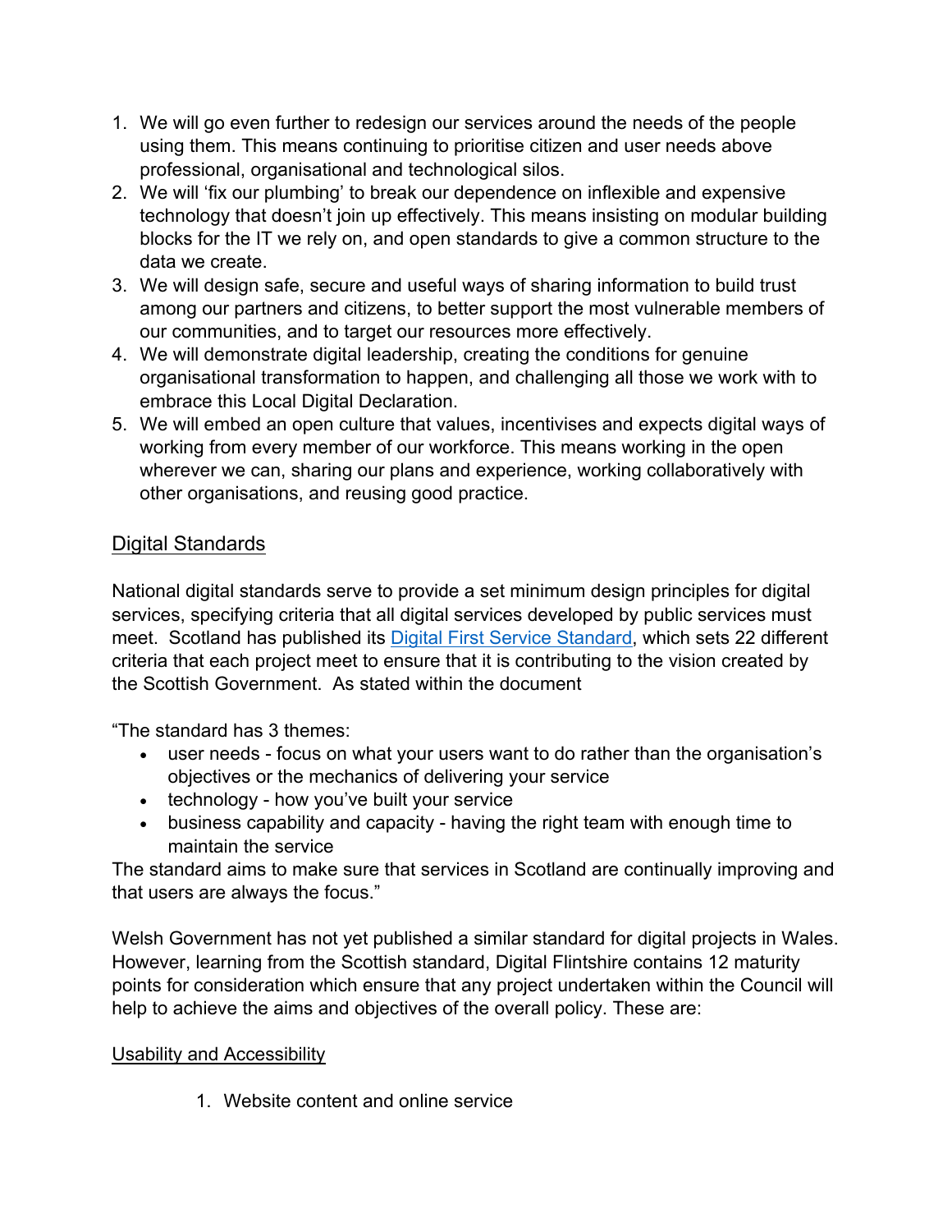1. We will go even further to redesign our services around the needs of the people using them. This means continuing to prioritise citizen and user needs above professional, organisational and technological silos.
2. We will 'fix our plumbing' to break our dependence on inflexible and expensive technology that doesn't join up effectively. This means insisting on modular building blocks for the IT we rely on, and open standards to give a common structure to the data we create.
3. We will design safe, secure and useful ways of sharing information to build trust among our partners and citizens, to better support the most vulnerable members of our communities, and to target our resources more effectively.
4. We will demonstrate digital leadership, creating the conditions for genuine organisational transformation to happen, and challenging all those we work with to embrace this Local Digital Declaration.
5. We will embed an open culture that values, incentivises and expects digital ways of working from every member of our workforce. This means working in the open wherever we can, sharing our plans and experience, working collaboratively with other organisations, and reusing good practice.

## Digital Standards

National digital standards serve to provide a set minimum design principles for digital services, specifying criteria that all digital services developed by public services must meet. Scotland has published its [Digital First Service Standard](), which sets 22 different criteria that each project meet to ensure that it is contributing to the vision created by the Scottish Government. As stated within the document

"The standard has 3 themes:

- user needs - focus on what your users want to do rather than the organisation's objectives or the mechanics of delivering your service
- technology - how you've built your service
- business capability and capacity - having the right team with enough time to maintain the service

The standard aims to make sure that services in Scotland are continually improving and that users are always the focus."

Welsh Government has not yet published a similar standard for digital projects in Wales. However, learning from the Scottish standard, Digital Flintshire contains 12 maturity points for consideration which ensure that any project undertaken within the Council will help to achieve the aims and objectives of the overall policy. These are:

### Usability and Accessibility

1. Website content and online service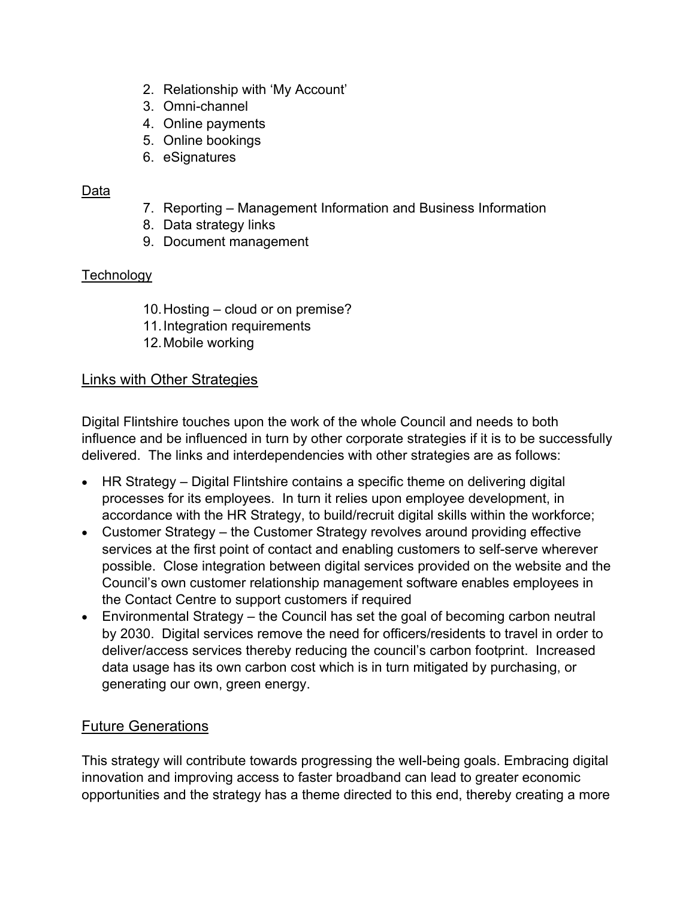2. Relationship with 'My Account'
3. Omni-channel
4. Online payments
5. Online bookings
6. eSignatures

Data

7. Reporting – Management Information and Business Information
8. Data strategy links
9. Document management

Technology

10. Hosting – cloud or on premise?
11. Integration requirements
12. Mobile working

## Links with Other Strategies

Digital Flintshire touches upon the work of the whole Council and needs to both influence and be influenced in turn by other corporate strategies if it is to be successfully delivered. The links and interdependencies with other strategies are as follows:

- HR Strategy – Digital Flintshire contains a specific theme on delivering digital processes for its employees. In turn it relies upon employee development, in accordance with the HR Strategy, to build/recruit digital skills within the workforce;
- Customer Strategy – the Customer Strategy revolves around providing effective services at the first point of contact and enabling customers to self-serve wherever possible. Close integration between digital services provided on the website and the Council's own customer relationship management software enables employees in the Contact Centre to support customers if required
- Environmental Strategy – the Council has set the goal of becoming carbon neutral by 2030. Digital services remove the need for officers/residents to travel in order to deliver/access services thereby reducing the council's carbon footprint. Increased data usage has its own carbon cost which is in turn mitigated by purchasing, or generating our own, green energy.

## Future Generations

This strategy will contribute towards progressing the well-being goals. Embracing digital innovation and improving access to faster broadband can lead to greater economic opportunities and the strategy has a theme directed to this end, thereby creating a more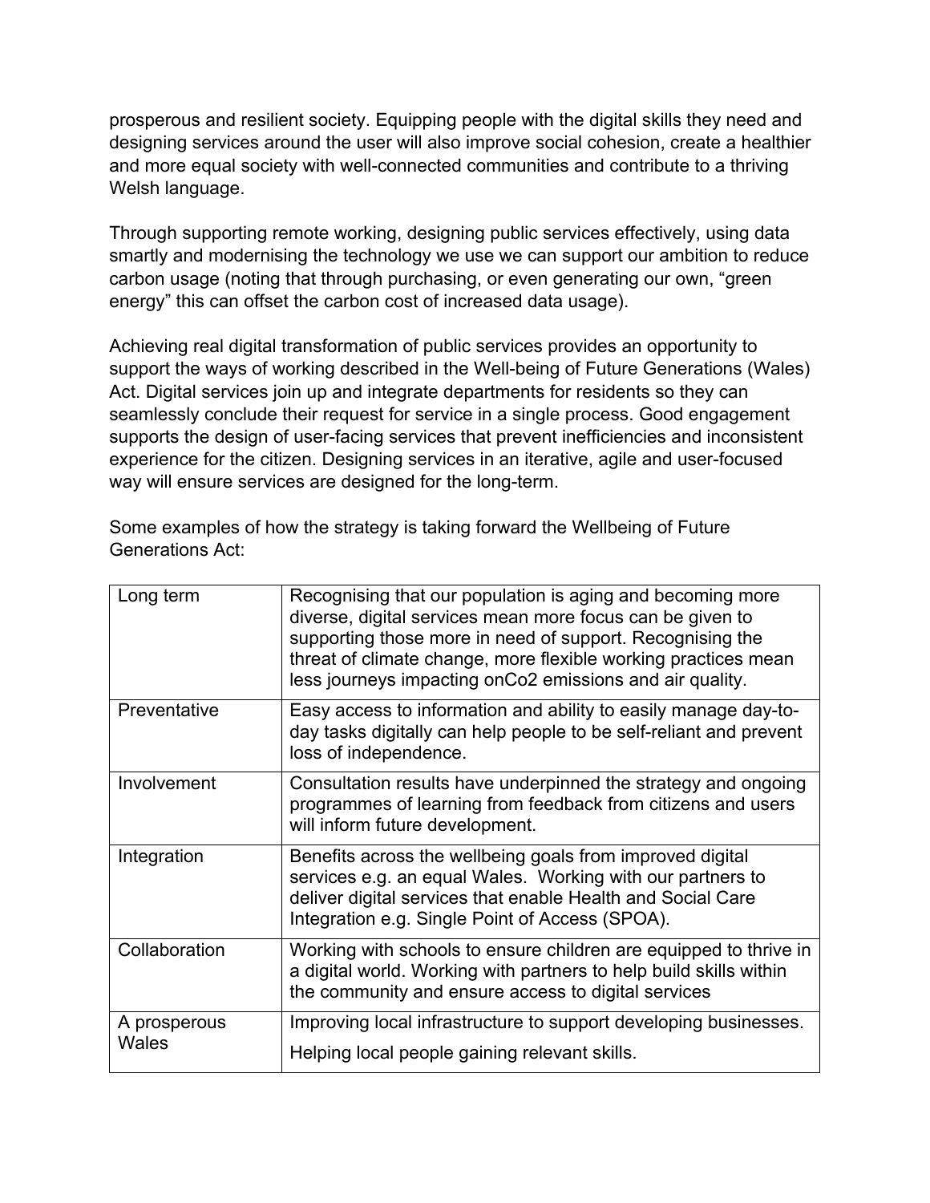prosperous and resilient society. Equipping people with the digital skills they need and designing services around the user will also improve social cohesion, create a healthier and more equal society with well-connected communities and contribute to a thriving Welsh language.

Through supporting remote working, designing public services effectively, using data smartly and modernising the technology we use we can support our ambition to reduce carbon usage (noting that through purchasing, or even generating our own, "green energy" this can offset the carbon cost of increased data usage).

Achieving real digital transformation of public services provides an opportunity to support the ways of working described in the Well-being of Future Generations (Wales) Act. Digital services join up and integrate departments for residents so they can seamlessly conclude their request for service in a single process. Good engagement supports the design of user-facing services that prevent inefficiencies and inconsistent experience for the citizen. Designing services in an iterative, agile and user-focused way will ensure services are designed for the long-term.

Some examples of how the strategy is taking forward the Wellbeing of Future Generations Act:

| | |
|---|---|
| Long term | Recognising that our population is aging and becoming more diverse, digital services mean more focus can be given to supporting those more in need of support. Recognising the threat of climate change, more flexible working practices mean less journeys impacting onCo2 emissions and air quality. |
| Preventative | Easy access to information and ability to easily manage day-to-day tasks digitally can help people to be self-reliant and prevent loss of independence. |
| Involvement | Consultation results have underpinned the strategy and ongoing programmes of learning from feedback from citizens and users will inform future development. |
| Integration | Benefits across the wellbeing goals from improved digital services e.g. an equal Wales. Working with our partners to deliver digital services that enable Health and Social Care Integration e.g. Single Point of Access (SPOA). |
| Collaboration | Working with schools to ensure children are equipped to thrive in a digital world. Working with partners to help build skills within the community and ensure access to digital services |
| A prosperous Wales | Improving local infrastructure to support developing businesses.<br>Helping local people gaining relevant skills. |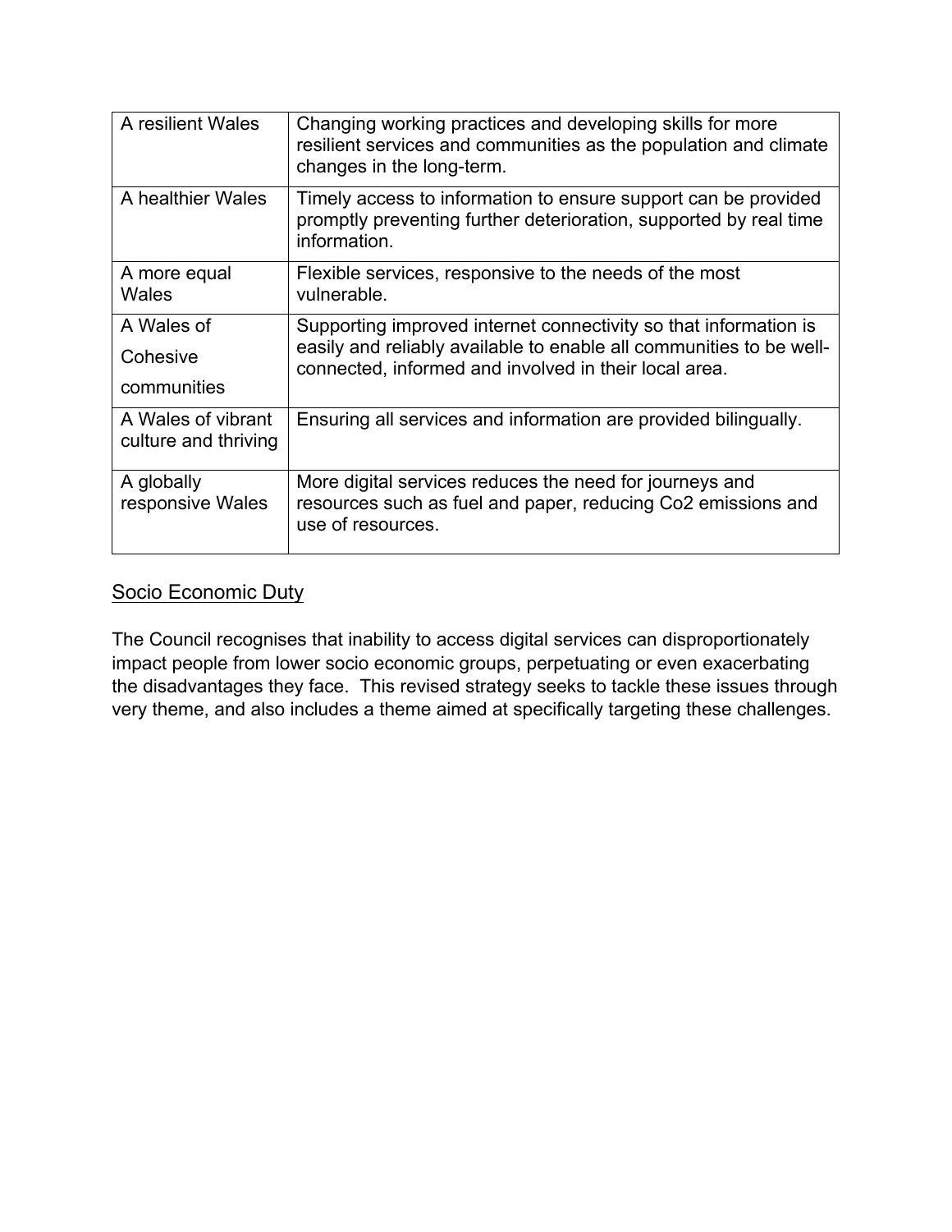| | |
|---|---|
| A resilient Wales | Changing working practices and developing skills for more resilient services and communities as the population and climate changes in the long-term. |
| A healthier Wales | Timely access to information to ensure support can be provided promptly preventing further deterioration, supported by real time information. |
| A more equal Wales | Flexible services, responsive to the needs of the most vulnerable. |
| A Wales of Cohesive communities | Supporting improved internet connectivity so that information is easily and reliably available to enable all communities to be well-connected, informed and involved in their local area. |
| A Wales of vibrant culture and thriving | Ensuring all services and information are provided bilingually. |
| A globally responsive Wales | More digital services reduces the need for journeys and resources such as fuel and paper, reducing Co2 emissions and use of resources. |

Socio Economic Duty

The Council recognises that inability to access digital services can disproportionately impact people from lower socio economic groups, perpetuating or even exacerbating the disadvantages they face. This revised strategy seeks to tackle these issues through very theme, and also includes a theme aimed at specifically targeting these challenges.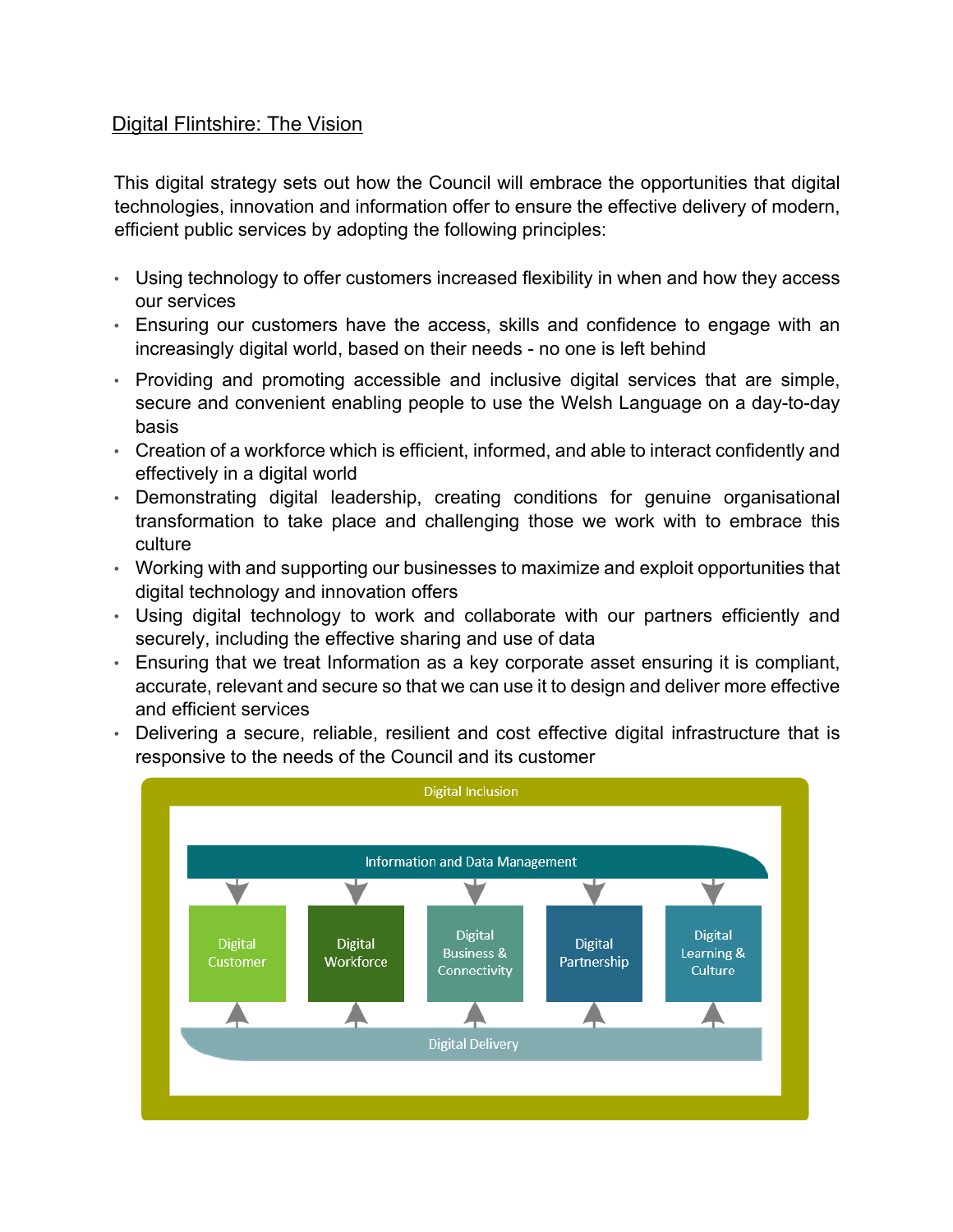## Digital Flintshire: The Vision

This digital strategy sets out how the Council will embrace the opportunities that digital technologies, innovation and information offer to ensure the effective delivery of modern, efficient public services by adopting the following principles:

- Using technology to offer customers increased flexibility in when and how they access our services
- Ensuring our customers have the access, skills and confidence to engage with an increasingly digital world, based on their needs - no one is left behind
- Providing and promoting accessible and inclusive digital services that are simple, secure and convenient enabling people to use the Welsh Language on a day-to-day basis
- Creation of a workforce which is efficient, informed, and able to interact confidently and effectively in a digital world
- Demonstrating digital leadership, creating conditions for genuine organisational transformation to take place and challenging those we work with to embrace this culture
- Working with and supporting our businesses to maximize and exploit opportunities that digital technology and innovation offers
- Using digital technology to work and collaborate with our partners efficiently and securely, including the effective sharing and use of data
- Ensuring that we treat Information as a key corporate asset ensuring it is compliant, accurate, relevant and secure so that we can use it to design and deliver more effective and efficient services
- Delivering a secure, reliable, resilient and cost effective digital infrastructure that is responsive to the needs of the Council and its customer

Digital Inclusion

Information and Data Management

Digital Customer | Digital Workforce | Digital Business & Connectivity | Digital Partnership | Digital Learning & Culture

Digital Delivery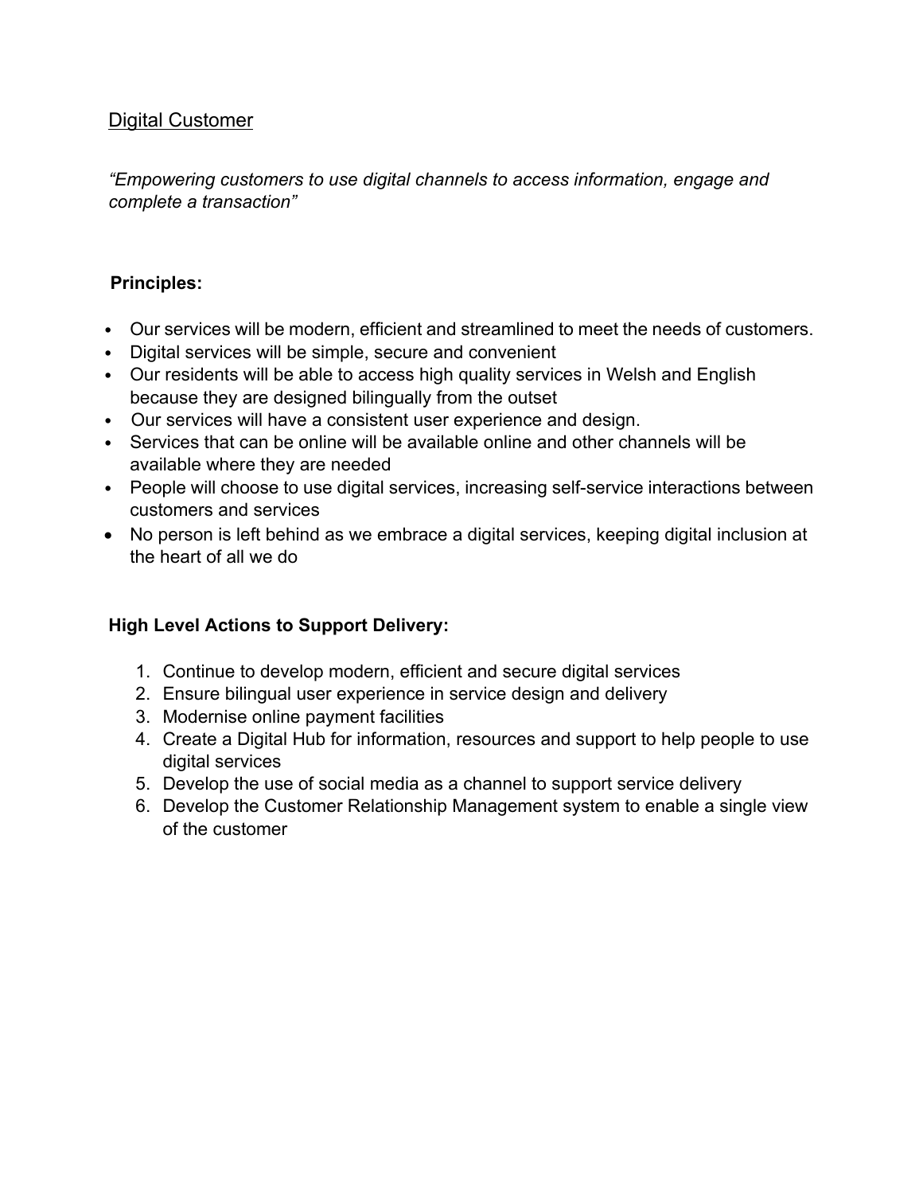## Digital Customer

*"Empowering customers to use digital channels to access information, engage and complete a transaction"*

**Principles:**

- Our services will be modern, efficient and streamlined to meet the needs of customers.
- Digital services will be simple, secure and convenient
- Our residents will be able to access high quality services in Welsh and English because they are designed bilingually from the outset
- Our services will have a consistent user experience and design.
- Services that can be online will be available online and other channels will be available where they are needed
- People will choose to use digital services, increasing self-service interactions between customers and services
- No person is left behind as we embrace a digital services, keeping digital inclusion at the heart of all we do

**High Level Actions to Support Delivery:**

1. Continue to develop modern, efficient and secure digital services
2. Ensure bilingual user experience in service design and delivery
3. Modernise online payment facilities
4. Create a Digital Hub for information, resources and support to help people to use digital services
5. Develop the use of social media as a channel to support service delivery
6. Develop the Customer Relationship Management system to enable a single view of the customer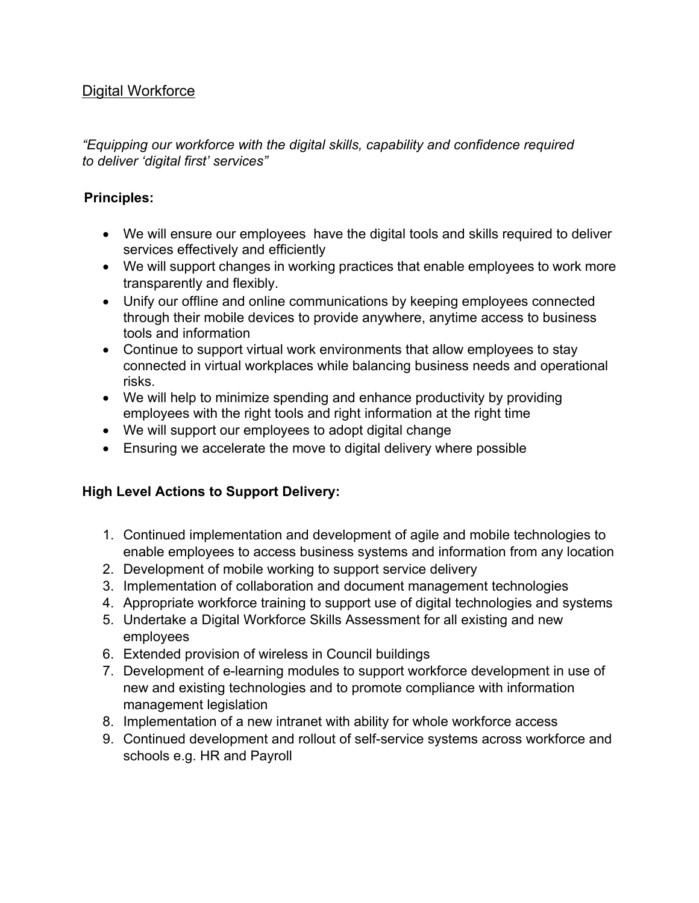## Digital Workforce

*"Equipping our workforce with the digital skills, capability and confidence required to deliver 'digital first' services"*

**Principles:**

- We will ensure our employees have the digital tools and skills required to deliver services effectively and efficiently
- We will support changes in working practices that enable employees to work more transparently and flexibly.
- Unify our offline and online communications by keeping employees connected through their mobile devices to provide anywhere, anytime access to business tools and information
- Continue to support virtual work environments that allow employees to stay connected in virtual workplaces while balancing business needs and operational risks.
- We will help to minimize spending and enhance productivity by providing employees with the right tools and right information at the right time
- We will support our employees to adopt digital change
- Ensuring we accelerate the move to digital delivery where possible

**High Level Actions to Support Delivery:**

1. Continued implementation and development of agile and mobile technologies to enable employees to access business systems and information from any location
2. Development of mobile working to support service delivery
3. Implementation of collaboration and document management technologies
4. Appropriate workforce training to support use of digital technologies and systems
5. Undertake a Digital Workforce Skills Assessment for all existing and new employees
6. Extended provision of wireless in Council buildings
7. Development of e-learning modules to support workforce development in use of new and existing technologies and to promote compliance with information management legislation
8. Implementation of a new intranet with ability for whole workforce access
9. Continued development and rollout of self-service systems across workforce and schools e.g. HR and Payroll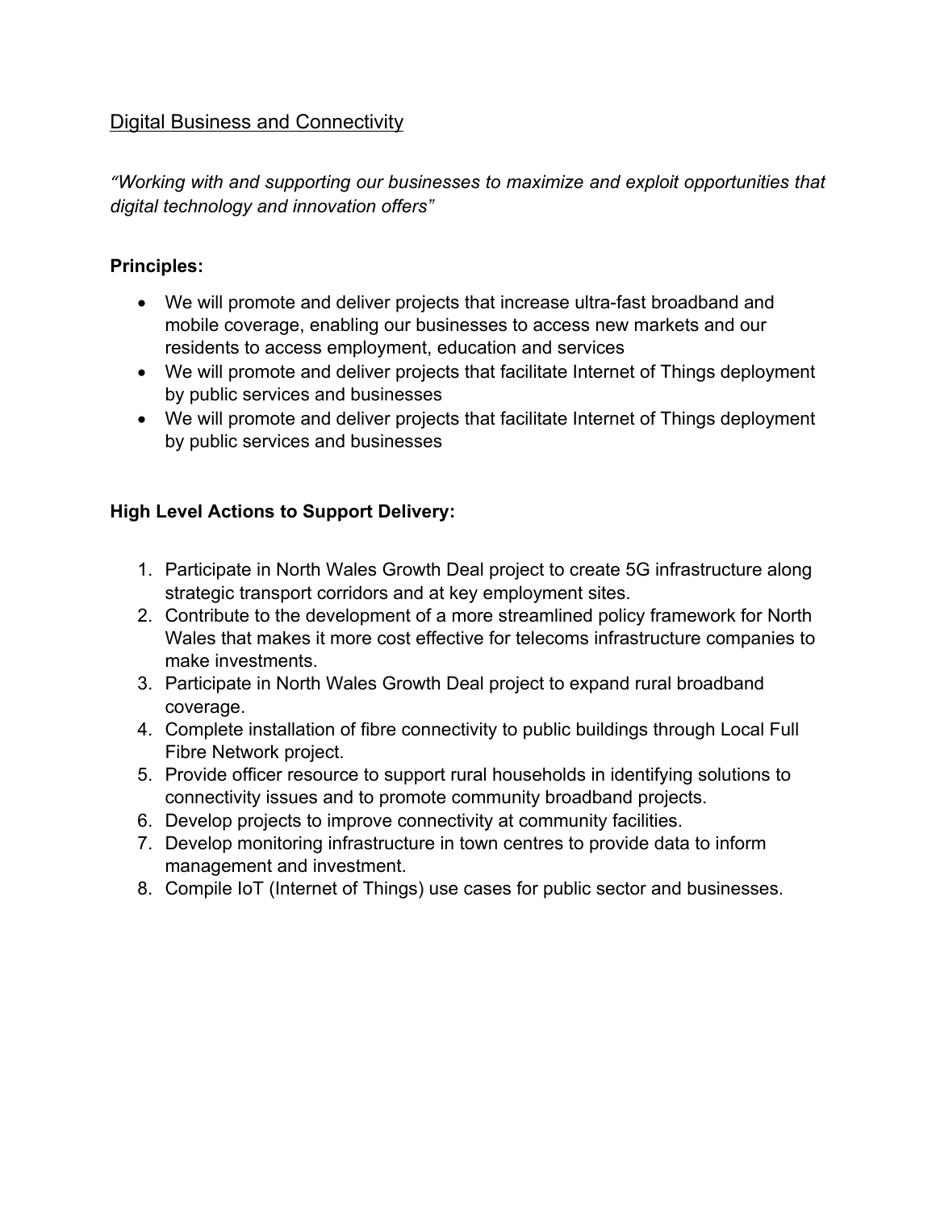## Digital Business and Connectivity

*"Working with and supporting our businesses to maximize and exploit opportunities that digital technology and innovation offers"*

**Principles:**

- We will promote and deliver projects that increase ultra-fast broadband and mobile coverage, enabling our businesses to access new markets and our residents to access employment, education and services
- We will promote and deliver projects that facilitate Internet of Things deployment by public services and businesses
- We will promote and deliver projects that facilitate Internet of Things deployment by public services and businesses

**High Level Actions to Support Delivery:**

1. Participate in North Wales Growth Deal project to create 5G infrastructure along strategic transport corridors and at key employment sites.
2. Contribute to the development of a more streamlined policy framework for North Wales that makes it more cost effective for telecoms infrastructure companies to make investments.
3. Participate in North Wales Growth Deal project to expand rural broadband coverage.
4. Complete installation of fibre connectivity to public buildings through Local Full Fibre Network project.
5. Provide officer resource to support rural households in identifying solutions to connectivity issues and to promote community broadband projects.
6. Develop projects to improve connectivity at community facilities.
7. Develop monitoring infrastructure in town centres to provide data to inform management and investment.
8. Compile IoT (Internet of Things) use cases for public sector and businesses.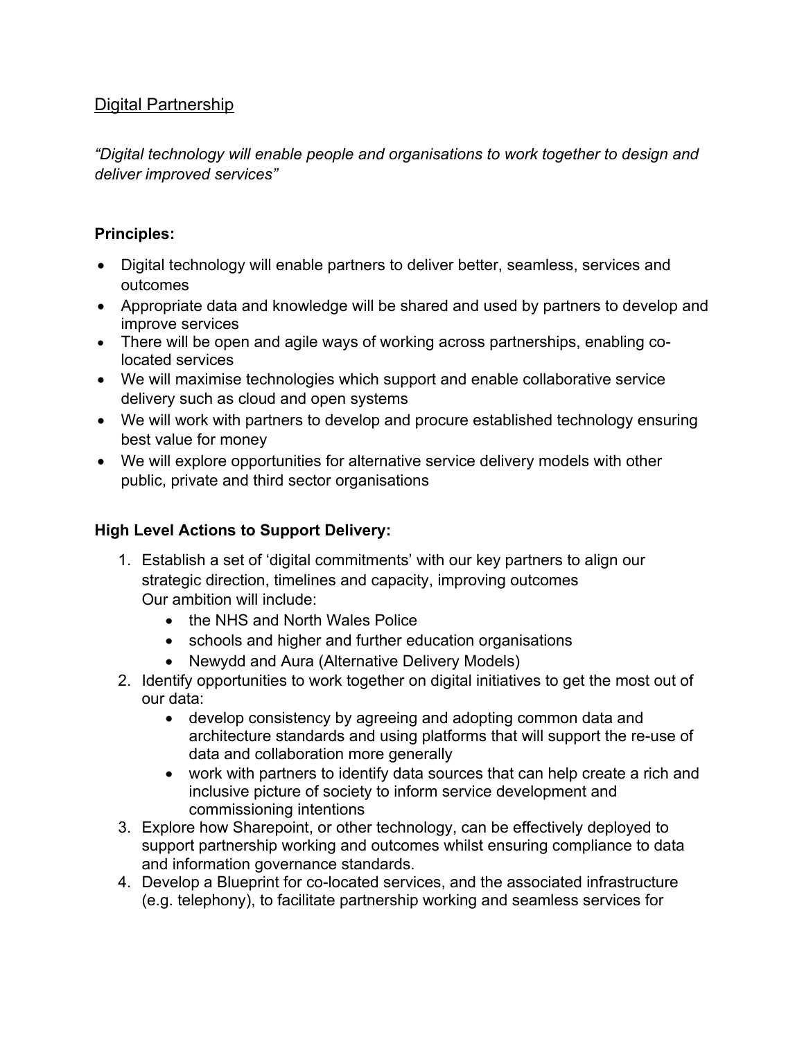## Digital Partnership

*"Digital technology will enable people and organisations to work together to design and deliver improved services"*

**Principles:**

- Digital technology will enable partners to deliver better, seamless, services and outcomes
- Appropriate data and knowledge will be shared and used by partners to develop and improve services
- There will be open and agile ways of working across partnerships, enabling co-located services
- We will maximise technologies which support and enable collaborative service delivery such as cloud and open systems
- We will work with partners to develop and procure established technology ensuring best value for money
- We will explore opportunities for alternative service delivery models with other public, private and third sector organisations

**High Level Actions to Support Delivery:**

1. Establish a set of 'digital commitments' with our key partners to align our strategic direction, timelines and capacity, improving outcomes
   Our ambition will include:
   - the NHS and North Wales Police
   - schools and higher and further education organisations
   - Newydd and Aura (Alternative Delivery Models)
2. Identify opportunities to work together on digital initiatives to get the most out of our data:
   - develop consistency by agreeing and adopting common data and architecture standards and using platforms that will support the re-use of data and collaboration more generally
   - work with partners to identify data sources that can help create a rich and inclusive picture of society to inform service development and commissioning intentions
3. Explore how Sharepoint, or other technology, can be effectively deployed to support partnership working and outcomes whilst ensuring compliance to data and information governance standards.
4. Develop a Blueprint for co-located services, and the associated infrastructure (e.g. telephony), to facilitate partnership working and seamless services for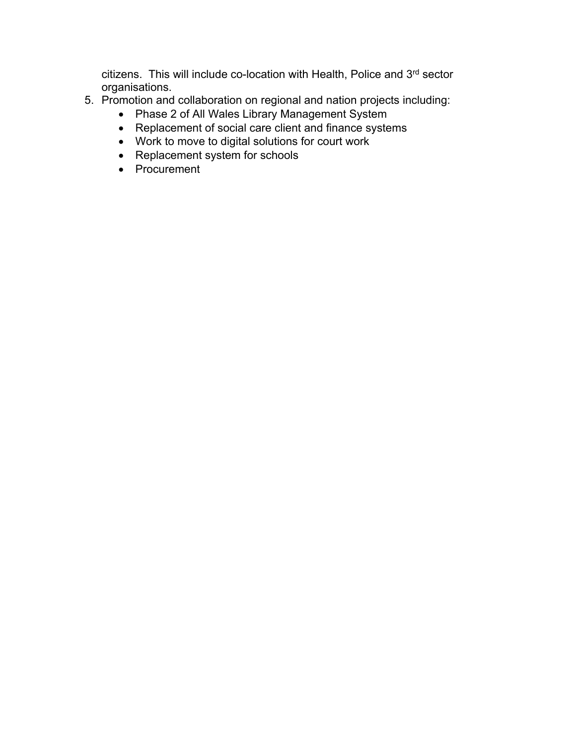citizens.  This will include co-location with Health, Police and 3rd sector organisations.

5. Promotion and collaboration on regional and nation projects including:
    - Phase 2 of All Wales Library Management System
    - Replacement of social care client and finance systems
    - Work to move to digital solutions for court work
    - Replacement system for schools
    - Procurement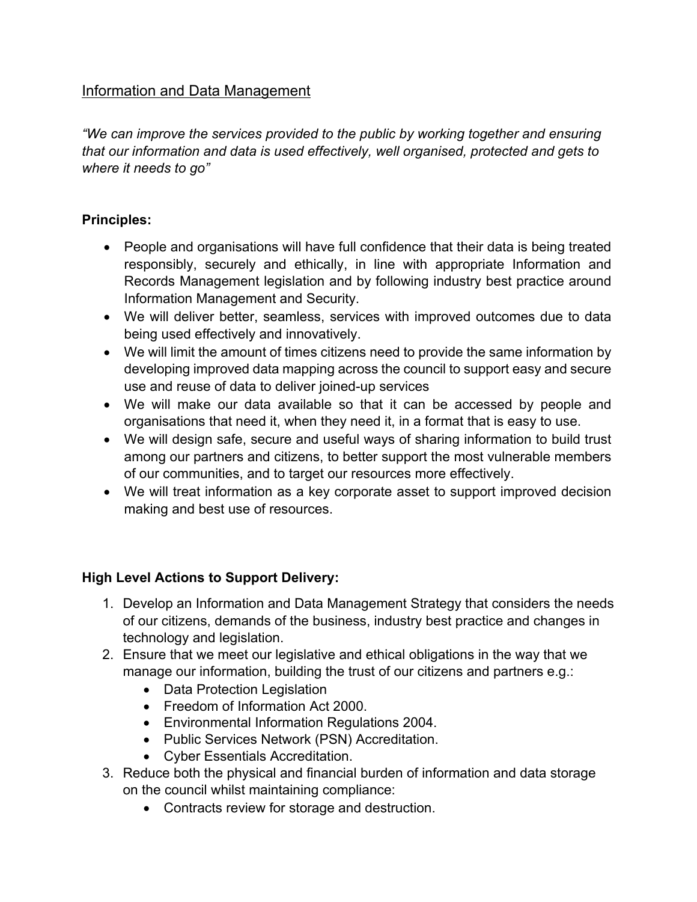## Information and Data Management

*"We can improve the services provided to the public by working together and ensuring that our information and data is used effectively, well organised, protected and gets to where it needs to go"*

**Principles:**

- People and organisations will have full confidence that their data is being treated responsibly, securely and ethically, in line with appropriate Information and Records Management legislation and by following industry best practice around Information Management and Security.
- We will deliver better, seamless, services with improved outcomes due to data being used effectively and innovatively.
- We will limit the amount of times citizens need to provide the same information by developing improved data mapping across the council to support easy and secure use and reuse of data to deliver joined-up services
- We will make our data available so that it can be accessed by people and organisations that need it, when they need it, in a format that is easy to use.
- We will design safe, secure and useful ways of sharing information to build trust among our partners and citizens, to better support the most vulnerable members of our communities, and to target our resources more effectively.
- We will treat information as a key corporate asset to support improved decision making and best use of resources.

**High Level Actions to Support Delivery:**

1. Develop an Information and Data Management Strategy that considers the needs of our citizens, demands of the business, industry best practice and changes in technology and legislation.
2. Ensure that we meet our legislative and ethical obligations in the way that we manage our information, building the trust of our citizens and partners e.g.:
   - Data Protection Legislation
   - Freedom of Information Act 2000.
   - Environmental Information Regulations 2004.
   - Public Services Network (PSN) Accreditation.
   - Cyber Essentials Accreditation.
3. Reduce both the physical and financial burden of information and data storage on the council whilst maintaining compliance:
   - Contracts review for storage and destruction.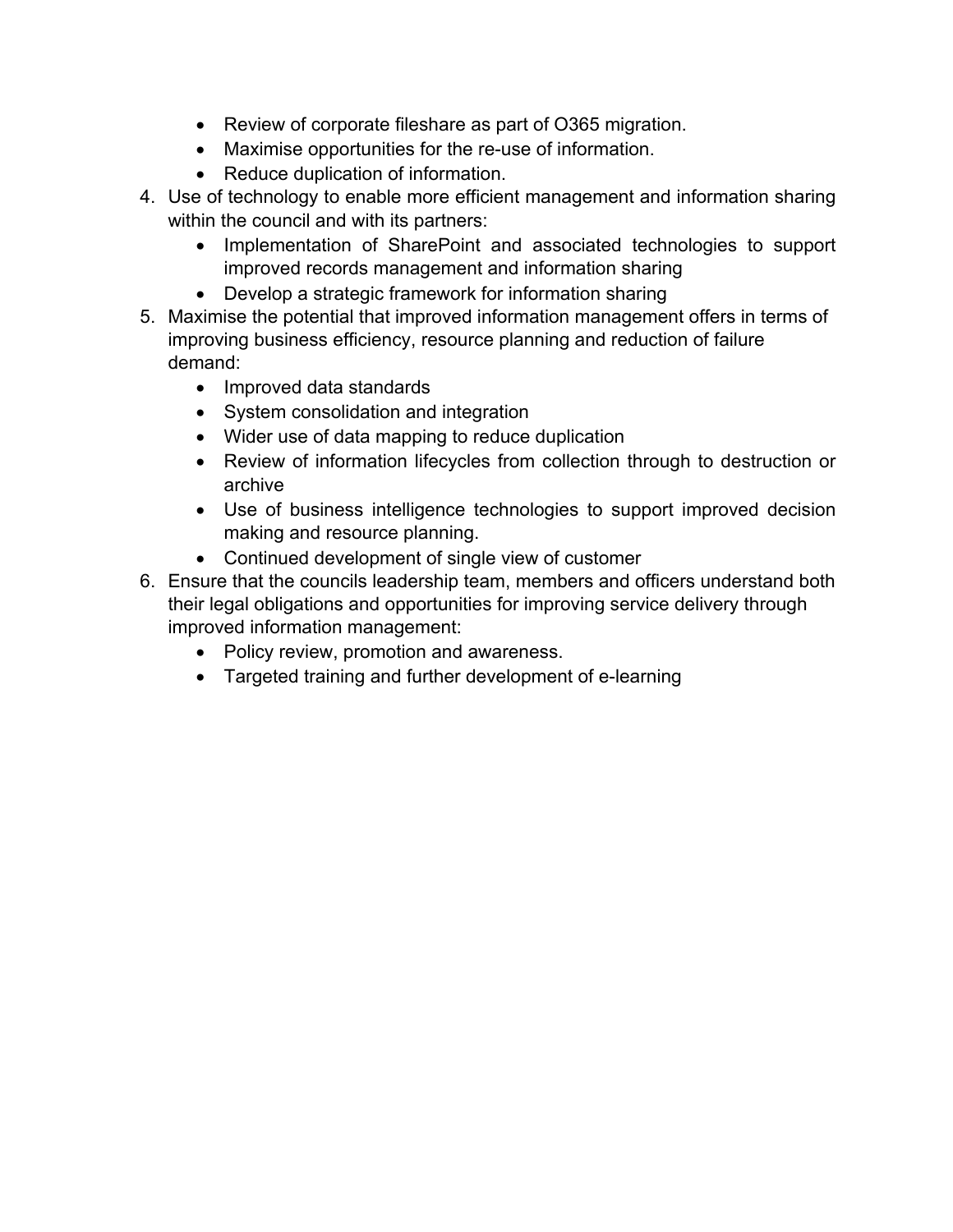- Review of corporate fileshare as part of O365 migration.
- Maximise opportunities for the re-use of information.
- Reduce duplication of information.

4. Use of technology to enable more efficient management and information sharing within the council and with its partners:
   - Implementation of SharePoint and associated technologies to support improved records management and information sharing
   - Develop a strategic framework for information sharing
5. Maximise the potential that improved information management offers in terms of improving business efficiency, resource planning and reduction of failure demand:
   - Improved data standards
   - System consolidation and integration
   - Wider use of data mapping to reduce duplication
   - Review of information lifecycles from collection through to destruction or archive
   - Use of business intelligence technologies to support improved decision making and resource planning.
   - Continued development of single view of customer
6. Ensure that the councils leadership team, members and officers understand both their legal obligations and opportunities for improving service delivery through improved information management:
   - Policy review, promotion and awareness.
   - Targeted training and further development of e-learning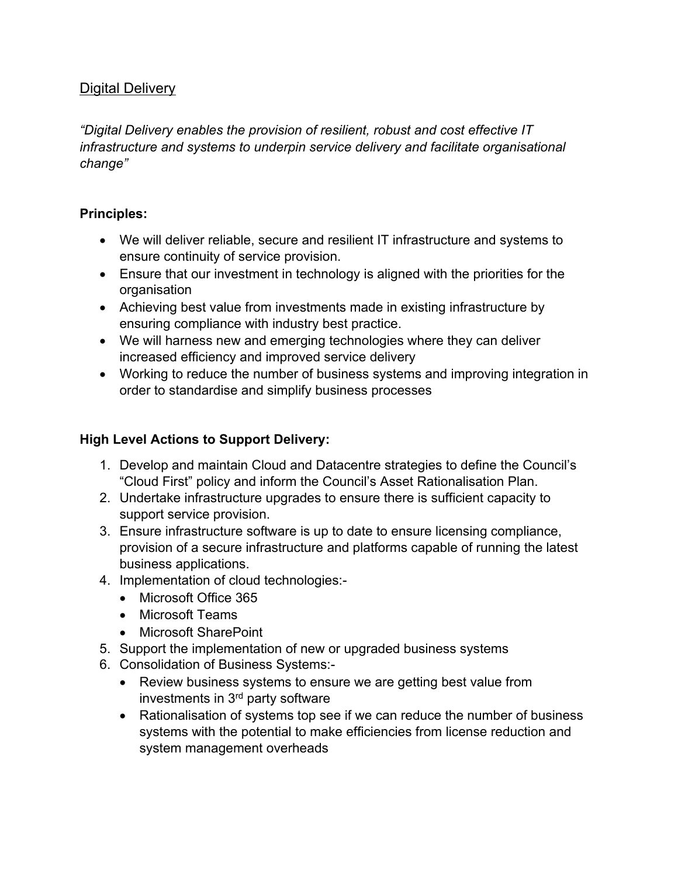## Digital Delivery

*"Digital Delivery enables the provision of resilient, robust and cost effective IT infrastructure and systems to underpin service delivery and facilitate organisational change"*

**Principles:**

- We will deliver reliable, secure and resilient IT infrastructure and systems to ensure continuity of service provision.
- Ensure that our investment in technology is aligned with the priorities for the organisation
- Achieving best value from investments made in existing infrastructure by ensuring compliance with industry best practice.
- We will harness new and emerging technologies where they can deliver increased efficiency and improved service delivery
- Working to reduce the number of business systems and improving integration in order to standardise and simplify business processes

**High Level Actions to Support Delivery:**

1. Develop and maintain Cloud and Datacentre strategies to define the Council's "Cloud First" policy and inform the Council's Asset Rationalisation Plan.
2. Undertake infrastructure upgrades to ensure there is sufficient capacity to support service provision.
3. Ensure infrastructure software is up to date to ensure licensing compliance, provision of a secure infrastructure and platforms capable of running the latest business applications.
4. Implementation of cloud technologies:-
   - Microsoft Office 365
   - Microsoft Teams
   - Microsoft SharePoint
5. Support the implementation of new or upgraded business systems
6. Consolidation of Business Systems:-
   - Review business systems to ensure we are getting best value from investments in 3rd party software
   - Rationalisation of systems top see if we can reduce the number of business systems with the potential to make efficiencies from license reduction and system management overheads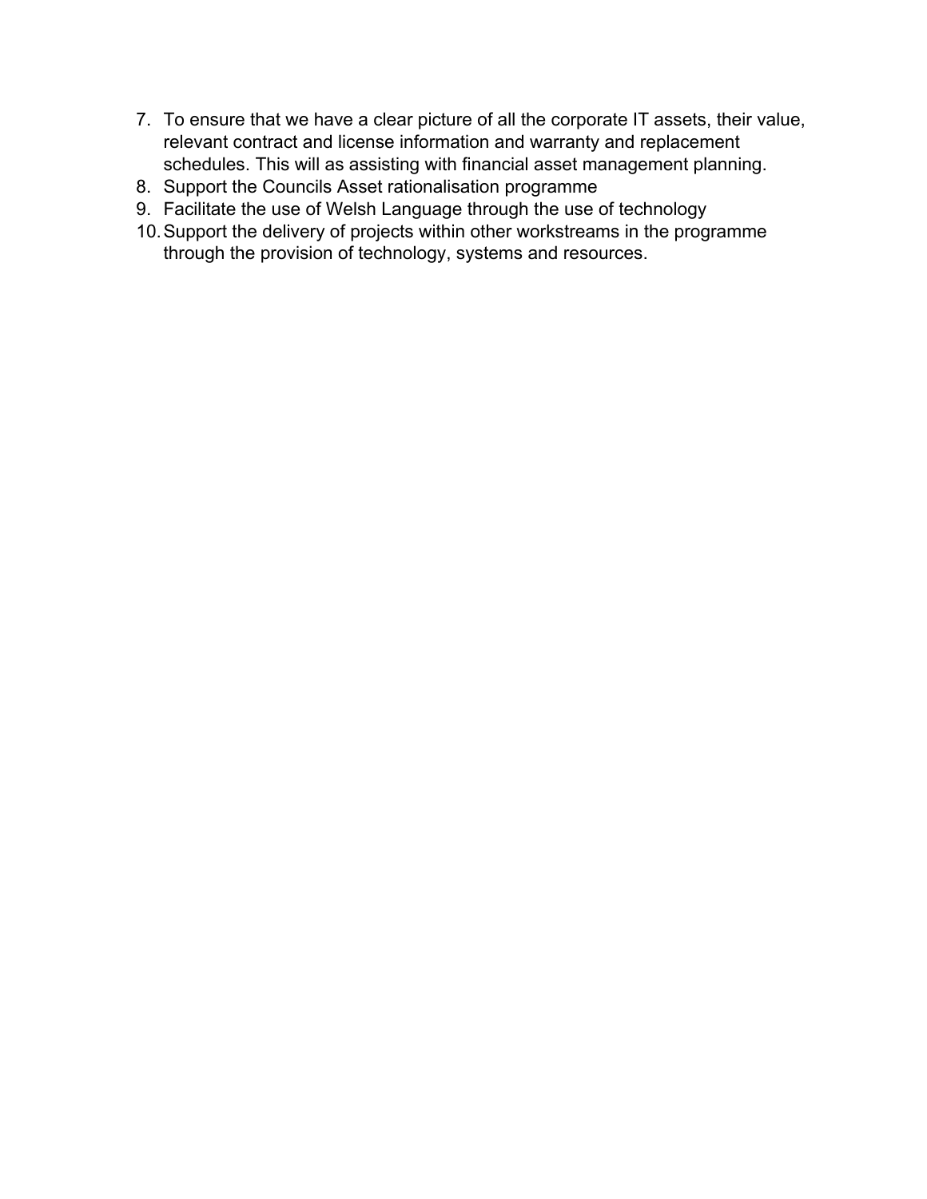7. To ensure that we have a clear picture of all the corporate IT assets, their value, relevant contract and license information and warranty and replacement schedules. This will as assisting with financial asset management planning.
8. Support the Councils Asset rationalisation programme
9. Facilitate the use of Welsh Language through the use of technology
10. Support the delivery of projects within other workstreams in the programme through the provision of technology, systems and resources.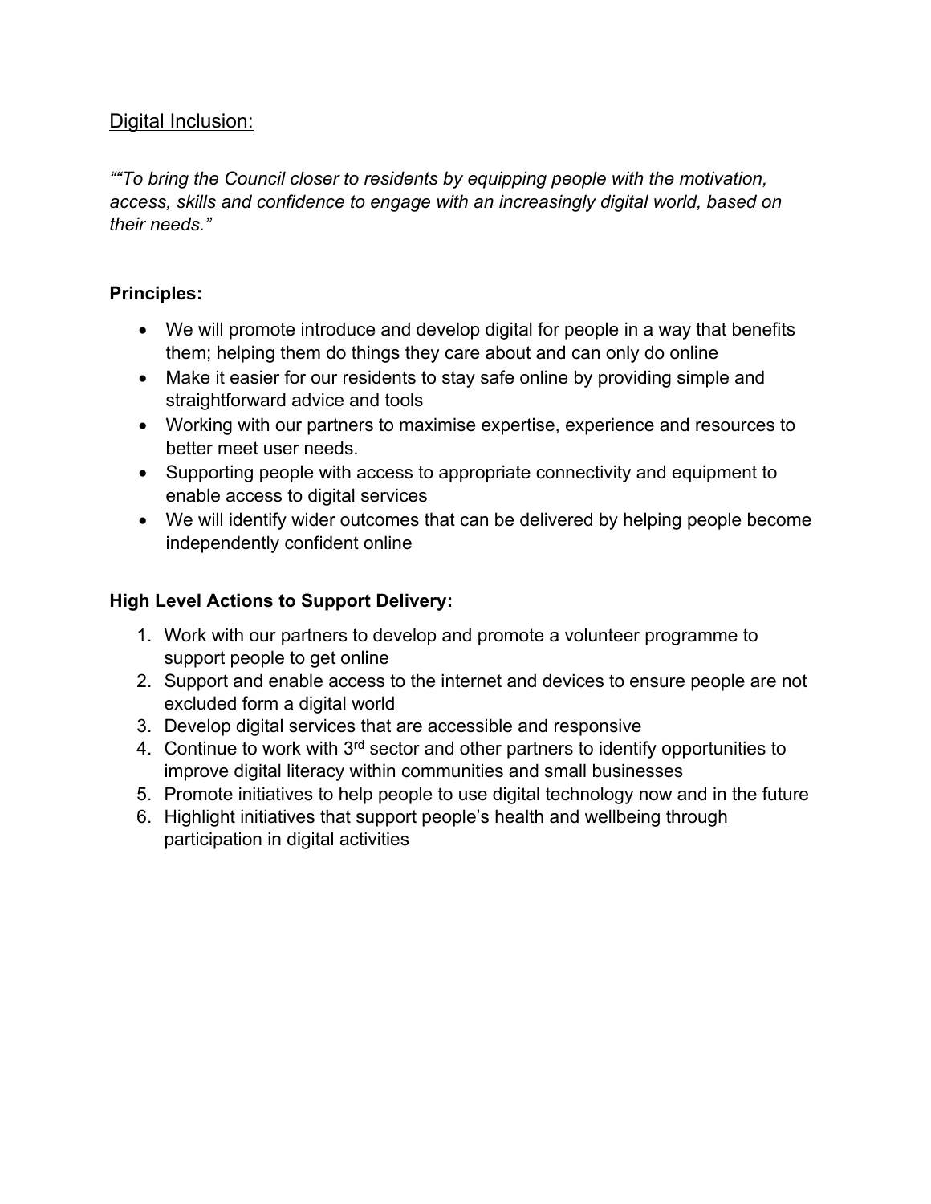Digital Inclusion:

*““To bring the Council closer to residents by equipping people with the motivation, access, skills and confidence to engage with an increasingly digital world, based on their needs.”*

**Principles:**

- We will promote introduce and develop digital for people in a way that benefits them; helping them do things they care about and can only do online
- Make it easier for our residents to stay safe online by providing simple and straightforward advice and tools
- Working with our partners to maximise expertise, experience and resources to better meet user needs.
- Supporting people with access to appropriate connectivity and equipment to enable access to digital services
- We will identify wider outcomes that can be delivered by helping people become independently confident online

**High Level Actions to Support Delivery:**

1. Work with our partners to develop and promote a volunteer programme to support people to get online
2. Support and enable access to the internet and devices to ensure people are not excluded form a digital world
3. Develop digital services that are accessible and responsive
4. Continue to work with 3rd sector and other partners to identify opportunities to improve digital literacy within communities and small businesses
5. Promote initiatives to help people to use digital technology now and in the future
6. Highlight initiatives that support people’s health and wellbeing through participation in digital activities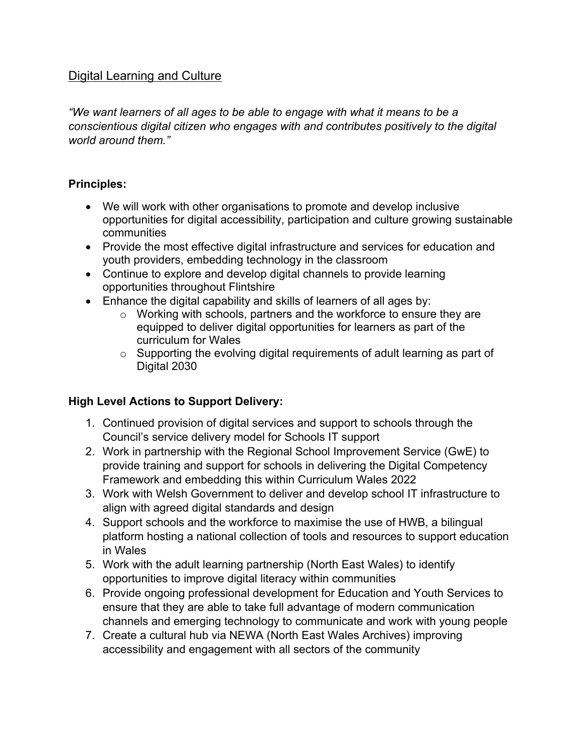## Digital Learning and Culture

*"We want learners of all ages to be able to engage with what it means to be a conscientious digital citizen who engages with and contributes positively to the digital world around them."*

**Principles:**

- We will work with other organisations to promote and develop inclusive opportunities for digital accessibility, participation and culture growing sustainable communities
- Provide the most effective digital infrastructure and services for education and youth providers, embedding technology in the classroom
- Continue to explore and develop digital channels to provide learning opportunities throughout Flintshire
- Enhance the digital capability and skills of learners of all ages by:
  - Working with schools, partners and the workforce to ensure they are equipped to deliver digital opportunities for learners as part of the curriculum for Wales
  - Supporting the evolving digital requirements of adult learning as part of Digital 2030

**High Level Actions to Support Delivery:**

1. Continued provision of digital services and support to schools through the Council's service delivery model for Schools IT support
2. Work in partnership with the Regional School Improvement Service (GwE) to provide training and support for schools in delivering the Digital Competency Framework and embedding this within Curriculum Wales 2022
3. Work with Welsh Government to deliver and develop school IT infrastructure to align with agreed digital standards and design
4. Support schools and the workforce to maximise the use of HWB, a bilingual platform hosting a national collection of tools and resources to support education in Wales
5. Work with the adult learning partnership (North East Wales) to identify opportunities to improve digital literacy within communities
6. Provide ongoing professional development for Education and Youth Services to ensure that they are able to take full advantage of modern communication channels and emerging technology to communicate and work with young people
7. Create a cultural hub via NEWA (North East Wales Archives) improving accessibility and engagement with all sectors of the community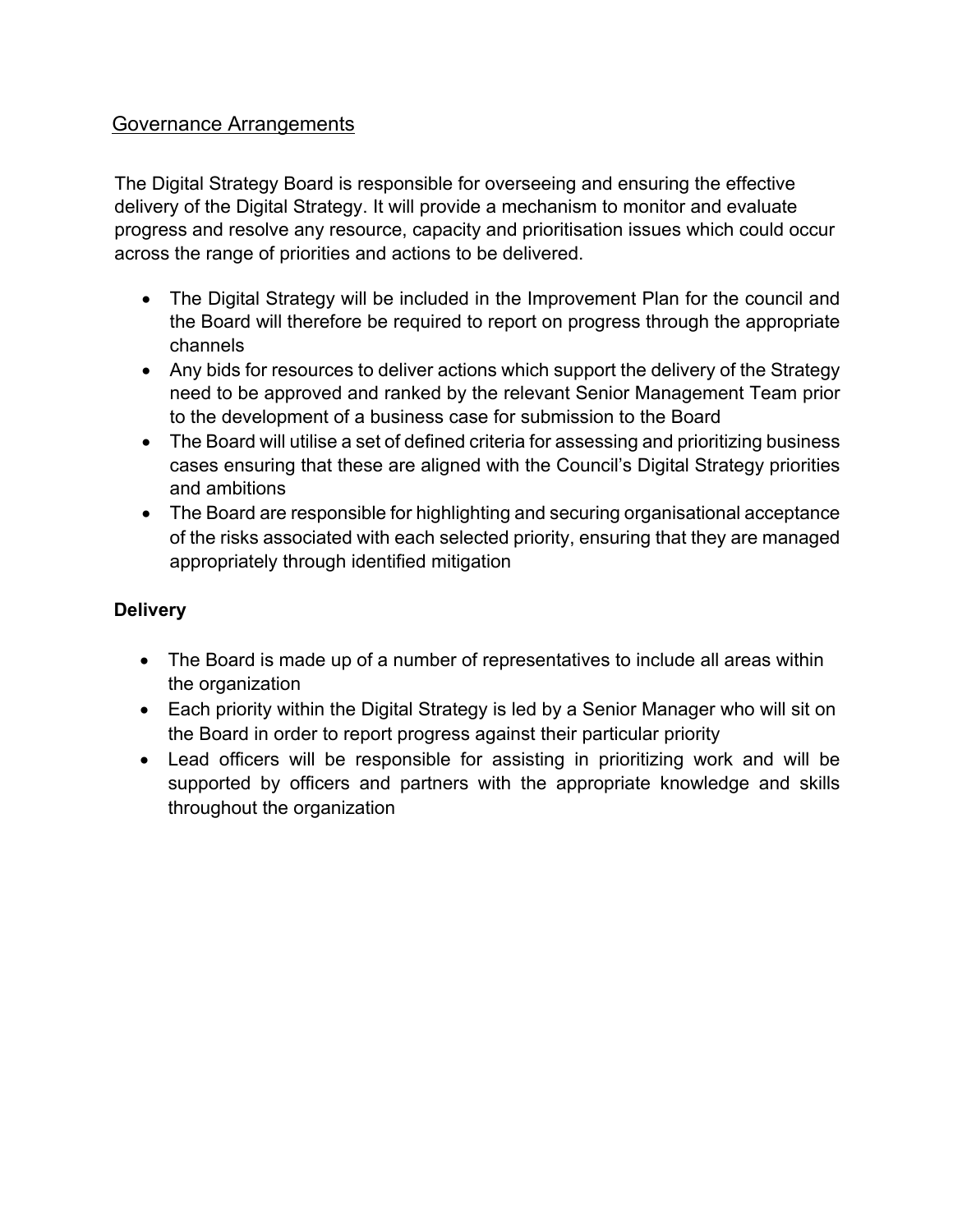## Governance Arrangements

The Digital Strategy Board is responsible for overseeing and ensuring the effective delivery of the Digital Strategy. It will provide a mechanism to monitor and evaluate progress and resolve any resource, capacity and prioritisation issues which could occur across the range of priorities and actions to be delivered.

- The Digital Strategy will be included in the Improvement Plan for the council and the Board will therefore be required to report on progress through the appropriate channels
- Any bids for resources to deliver actions which support the delivery of the Strategy need to be approved and ranked by the relevant Senior Management Team prior to the development of a business case for submission to the Board
- The Board will utilise a set of defined criteria for assessing and prioritizing business cases ensuring that these are aligned with the Council's Digital Strategy priorities and ambitions
- The Board are responsible for highlighting and securing organisational acceptance of the risks associated with each selected priority, ensuring that they are managed appropriately through identified mitigation

**Delivery**

- The Board is made up of a number of representatives to include all areas within the organization
- Each priority within the Digital Strategy is led by a Senior Manager who will sit on the Board in order to report progress against their particular priority
- Lead officers will be responsible for assisting in prioritizing work and will be supported by officers and partners with the appropriate knowledge and skills throughout the organization